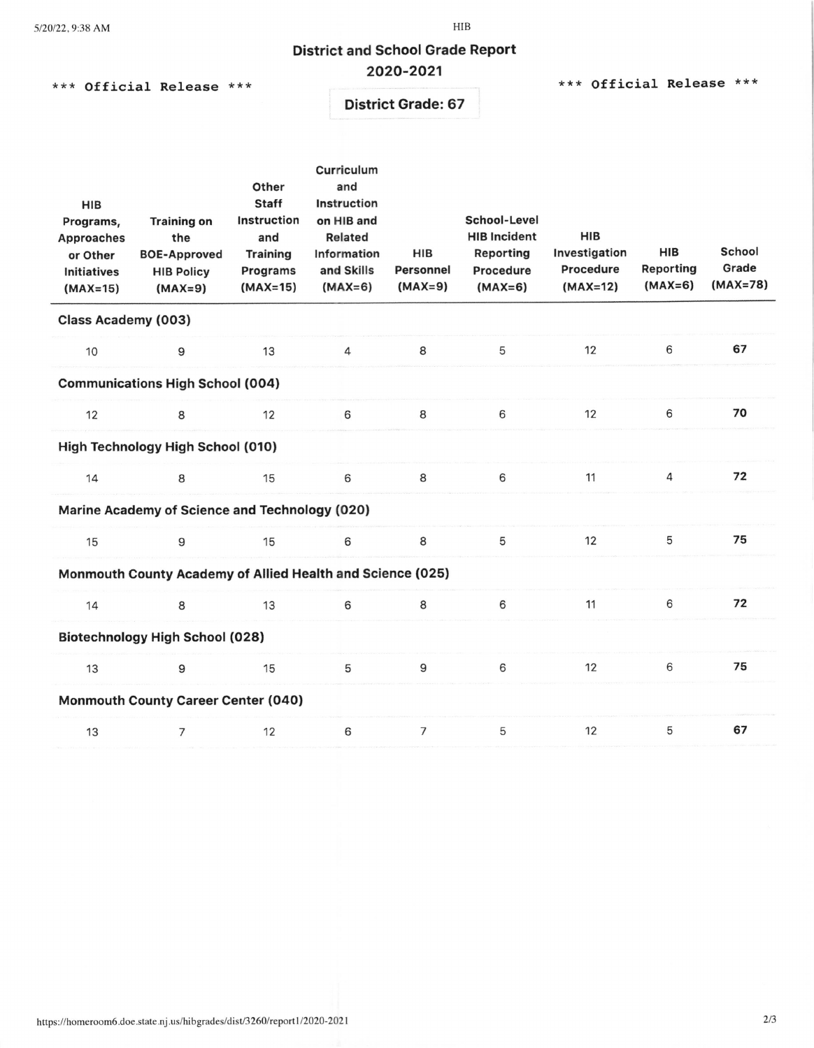# District and School Grade Report

## 2020-2021

*** Official Release ***

**District Grade: 67**

*** Official Release ***

| HIB Programs, Approaches or Other Initiatives (MAX=15) | Training on the BOE-Approved HIB Policy (MAX=9) | Other Staff Instruction and Training Programs (MAX=15) | Curriculum and Instruction on HIB and Related Information and Skills (MAX=6) | HIB Personnel (MAX=9) | School-Level HIB Incident Reporting Procedure (MAX=6) | HIB Investigation Procedure (MAX=12) | HIB Reporting (MAX=6) | School Grade (MAX=78) |
|---|---|---|---|---|---|---|---|---|
| **Class Academy (003)** | | | | | | | | |
| 10 | 9 | 13 | 4 | 8 | 5 | 12 | 6 | **67** |
| **Communications High School (004)** | | | | | | | | |
| 12 | 8 | 12 | 6 | 8 | 6 | 12 | 6 | **70** |
| **High Technology High School (010)** | | | | | | | | |
| 14 | 8 | 15 | 6 | 8 | 6 | 11 | 4 | **72** |
| **Marine Academy of Science and Technology (020)** | | | | | | | | |
| 15 | 9 | 15 | 6 | 8 | 5 | 12 | 5 | **75** |
| **Monmouth County Academy of Allied Health and Science (025)** | | | | | | | | |
| 14 | 8 | 13 | 6 | 8 | 6 | 11 | 6 | **72** |
| **Biotechnology High School (028)** | | | | | | | | |
| 13 | 9 | 15 | 5 | 9 | 6 | 12 | 6 | **75** |
| **Monmouth County Career Center (040)** | | | | | | | | |
| 13 | 7 | 12 | 6 | 7 | 5 | 12 | 5 | **67** |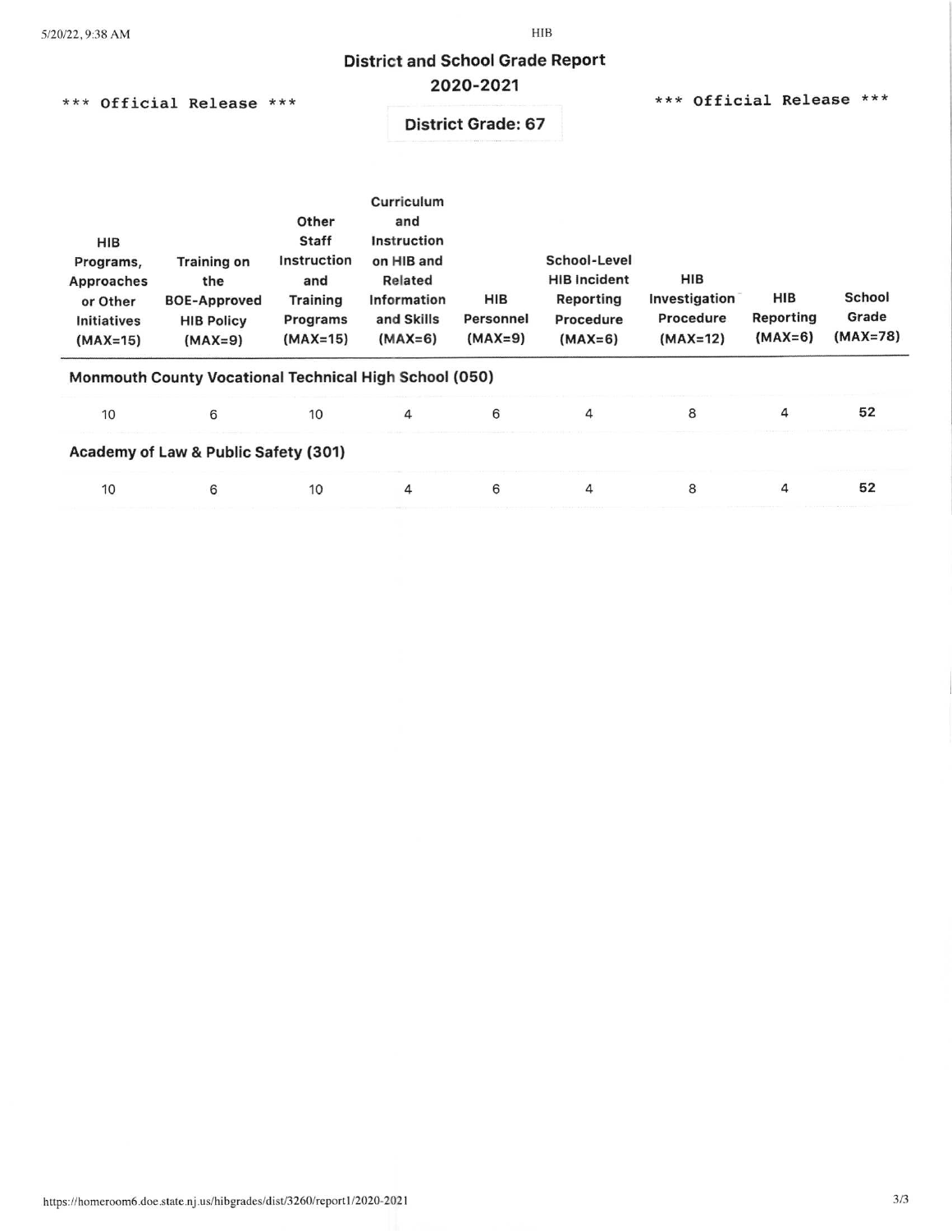# District and School Grade Report

## 2020-2021

\*\*\* Official Release \*\*\*

**District Grade: 67**

\*\*\* Official Release \*\*\*

| | HIB Programs, Approaches or Other Initiatives (MAX=15) | Training on the BOE-Approved HIB Policy (MAX=9) | Other Staff Instruction and Training Programs (MAX=15) | Curriculum and Instruction on HIB and Related Information and Skills (MAX=6) | HIB Personnel (MAX=9) | School-Level HIB Incident Reporting Procedure (MAX=6) | HIB Investigation Procedure (MAX=12) | HIB Reporting (MAX=6) | School Grade (MAX=78) |
|---|---|---|---|---|---|---|---|---|---|
| **Monmouth County Vocational Technical High School (050)** | 10 | 6 | 10 | 4 | 6 | 4 | 8 | 4 | 52 |
| **Academy of Law & Public Safety (301)** | 10 | 6 | 10 | 4 | 6 | 4 | 8 | 4 | 52 |